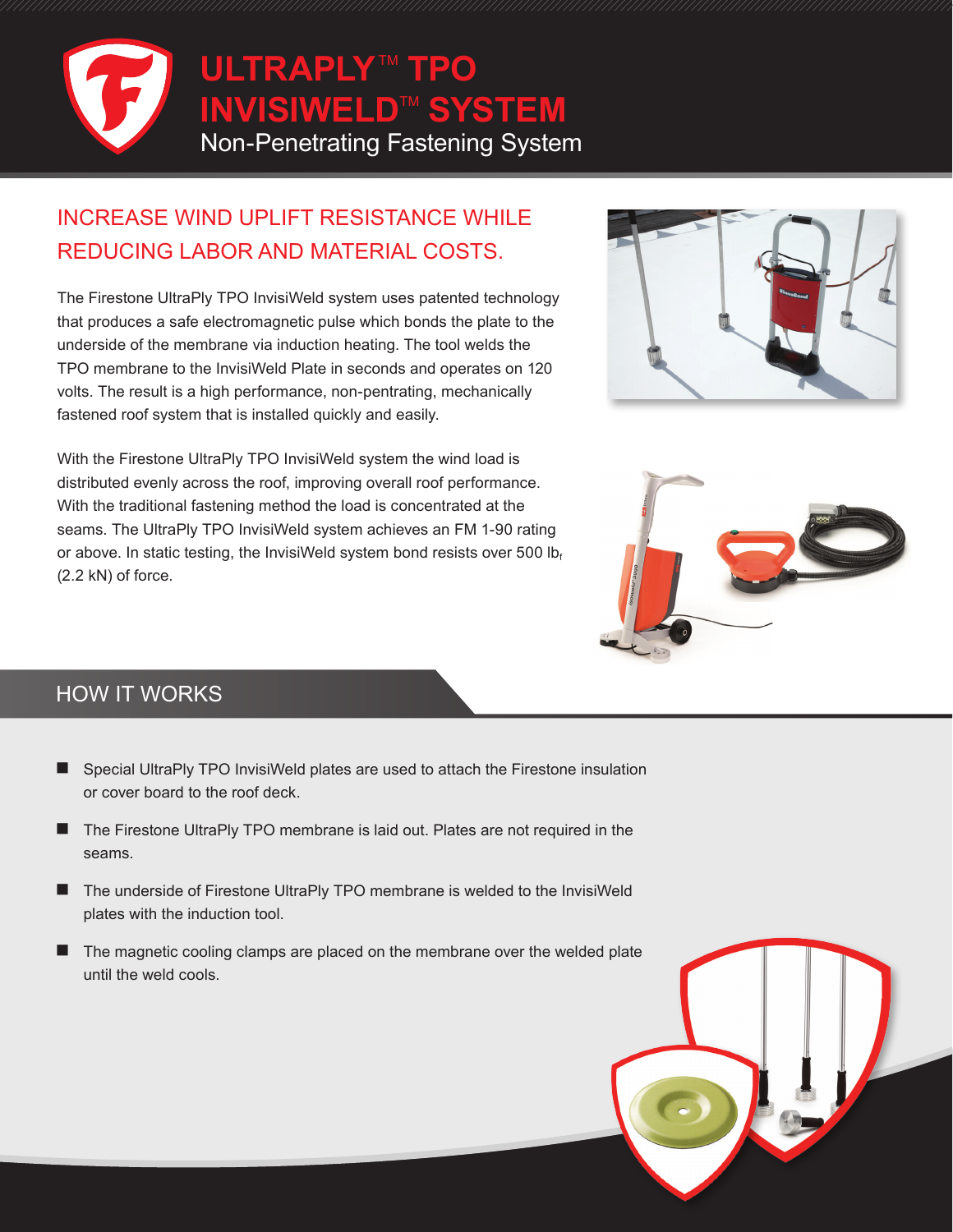# ULTRAPLY™ TPO INVISIWELD™ SYSTEM

Non-Penetrating Fastening System

## INCREASE WIND UPLIFT RESISTANCE WHILE REDUCING LABOR AND MATERIAL COSTS.

The Firestone UltraPly TPO InvisiWeld system uses patented technology that produces a safe electromagnetic pulse which bonds the plate to the underside of the membrane via induction heating. The tool welds the TPO membrane to the InvisiWeld Plate in seconds and operates on 120 volts. The result is a high performance, non-pentrating, mechanically fastened roof system that is installed quickly and easily.

With the Firestone UltraPly TPO InvisiWeld system the wind load is distributed evenly across the roof, improving overall roof performance. With the traditional fastening method the load is concentrated at the seams. The UltraPly TPO InvisiWeld system achieves an FM 1-90 rating or above. In static testing, the InvisiWeld system bond resists over 500 $lb_f$ (2.2 kN) of force.

## HOW IT WORKS

- Special UltraPly TPO InvisiWeld plates are used to attach the Firestone insulation or cover board to the roof deck.
- The Firestone UltraPly TPO membrane is laid out. Plates are not required in the seams.
- The underside of Firestone UltraPly TPO membrane is welded to the InvisiWeld plates with the induction tool.
- The magnetic cooling clamps are placed on the membrane over the welded plate until the weld cools.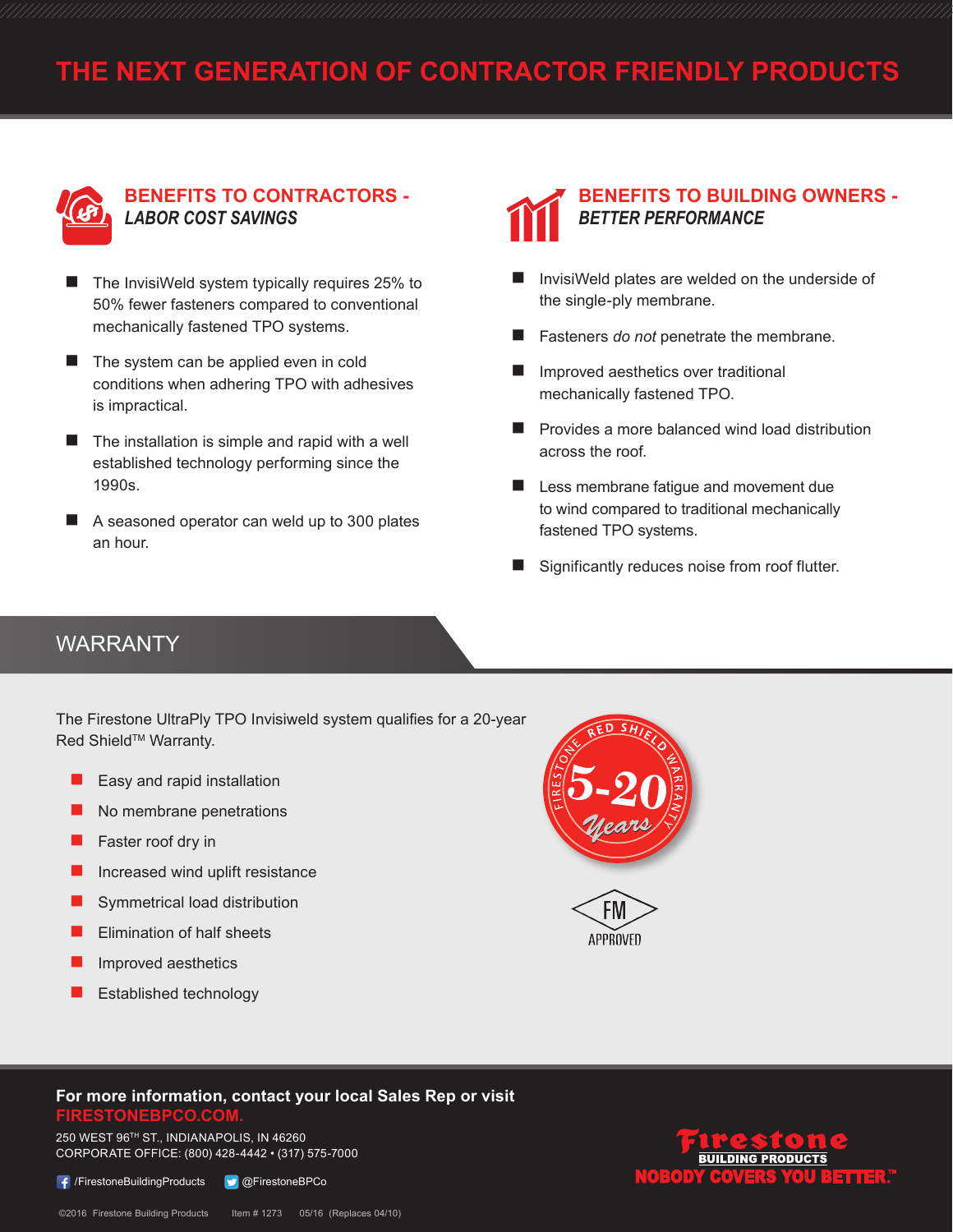# THE NEXT GENERATION OF CONTRACTOR FRIENDLY PRODUCTS

## BENEFITS TO CONTRACTORS - *LABOR COST SAVINGS*

- The InvisiWeld system typically requires 25% to 50% fewer fasteners compared to conventional mechanically fastened TPO systems.
- The system can be applied even in cold conditions when adhering TPO with adhesives is impractical.
- The installation is simple and rapid with a well established technology performing since the 1990s.
- A seasoned operator can weld up to 300 plates an hour.

## BENEFITS TO BUILDING OWNERS - *BETTER PERFORMANCE*

- InvisiWeld plates are welded on the underside of the single-ply membrane.
- Fasteners *do not* penetrate the membrane.
- Improved aesthetics over traditional mechanically fastened TPO.
- Provides a more balanced wind load distribution across the roof.
- Less membrane fatigue and movement due to wind compared to traditional mechanically fastened TPO systems.
- Significantly reduces noise from roof flutter.

## WARRANTY

The Firestone UltraPly TPO Invisiweld system qualifies for a 20-year Red Shield™ Warranty.

- Easy and rapid installation
- No membrane penetrations
- Faster roof dry in
- Increased wind uplift resistance
- Symmetrical load distribution
- Elimination of half sheets
- Improved aesthetics
- Established technology

FIRESTONE RED SHIELD WARRANTY 5-20 Years

FM APPROVED

**For more information, contact your local Sales Rep or visit FIRESTONEBPCO.COM.**

250 WEST 96TH ST., INDIANAPOLIS, IN 46260
CORPORATE OFFICE: (800) 428-4442 • (317) 575-7000

/FirestoneBuildingProducts @FirestoneBPCo

Firestone BUILDING PRODUCTS
NOBODY COVERS YOU BETTER.™

©2016 Firestone Building Products Item # 1273 05/16 (Replaces 04/10)